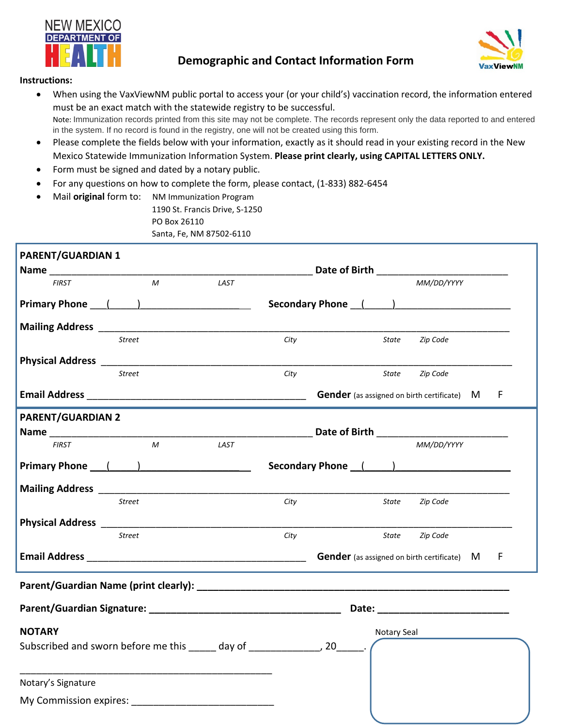NEW MEXICO DEPARTMENT OF HEALTH

VaxViewNM

# Demographic and Contact Information Form

**Instructions:**

- When using the VaxViewNM public portal to access your (or your child's) vaccination record, the information entered must be an exact match with the statewide registry to be successful.
  Note: Immunization records printed from this site may not be complete. The records represent only the data reported to and entered in the system. If no record is found in the registry, one will not be created using this form.
- Please complete the fields below with your information, exactly as it should read in your existing record in the New Mexico Statewide Immunization Information System. **Please print clearly, using CAPITAL LETTERS ONLY.**
- Form must be signed and dated by a notary public.
- For any questions on how to complete the form, please contact, (1-833) 882-6454
- Mail **original** form to: NM Immunization Program
  1190 St. Francis Drive, S-1250
  PO Box 26110
  Santa, Fe, NM 87502-6110

**PARENT/GUARDIAN 1**

**Name** ______________________________ **Date of Birth** ____________________
*FIRST* *M* *LAST* *MM/DD/YYYY*

**Primary Phone** ( ) ____________________ **Secondary Phone** ( ) ____________________

**Mailing Address** ____________________________________________
*Street* *City* *State* *Zip Code*

**Physical Address** ____________________________________________
*Street* *City* *State* *Zip Code*

**Email Address** ______________________________ **Gender** (as assigned on birth certificate) M F

**PARENT/GUARDIAN 2**

**Name** ______________________________ **Date of Birth** ____________________
*FIRST* *M* *LAST* *MM/DD/YYYY*

**Primary Phone** ( ) ____________________ **Secondary Phone** ( ) ____________________

**Mailing Address** ____________________________________________
*Street* *City* *State* *Zip Code*

**Physical Address** ____________________________________________
*Street* *City* *State* *Zip Code*

**Email Address** ______________________________ **Gender** (as assigned on birth certificate) M F

**Parent/Guardian Name (print clearly):** ____________________________________________

**Parent/Guardian Signature:** ______________________________ **Date:** ____________________

**NOTARY**

Subscribed and sworn before me this _____ day of _____________, 20_____.

Notary Seal

____________________________________________
Notary's Signature

My Commission expires: ____________________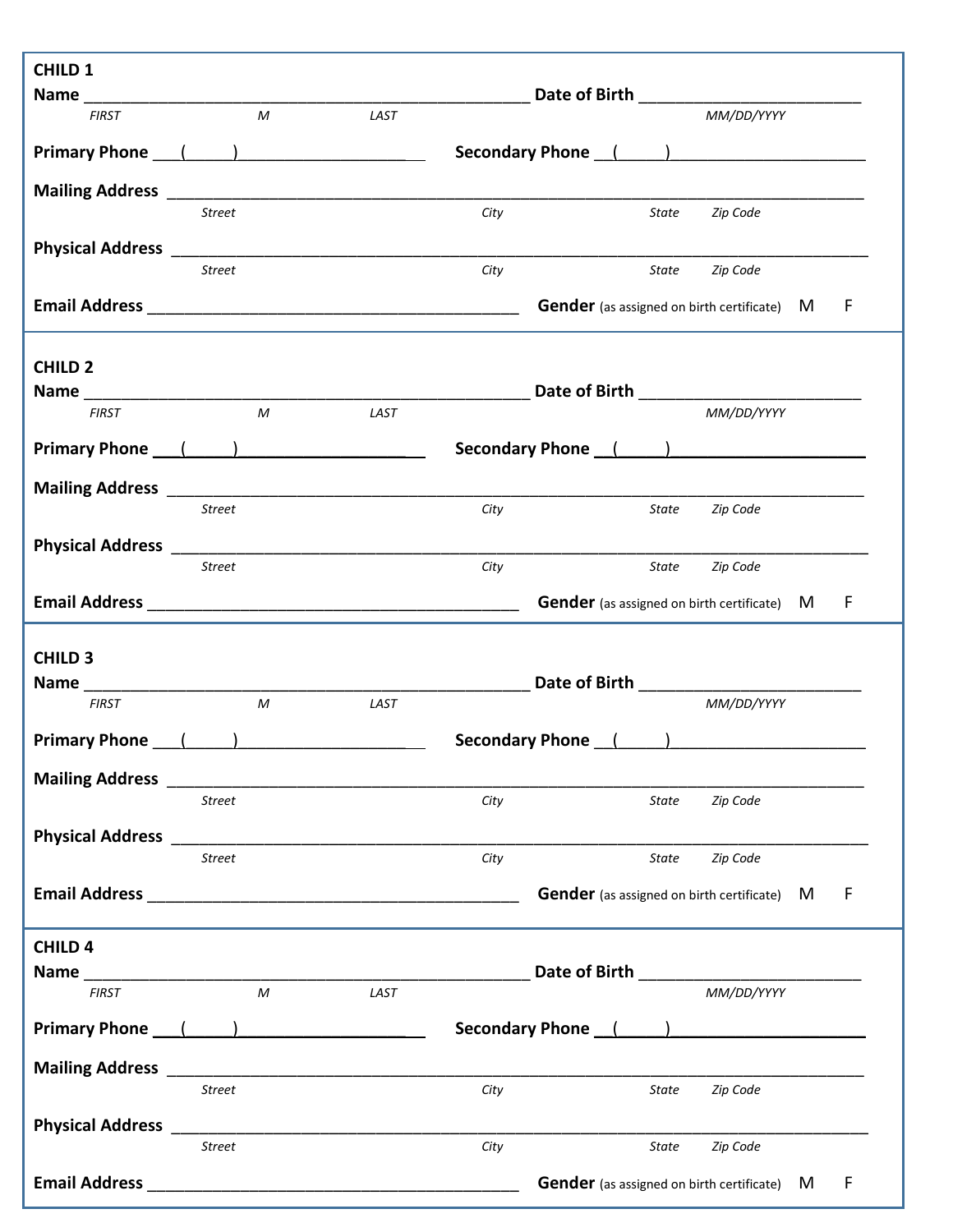**CHILD 1**

**Name** ________________________________________________ **Date of Birth** ________________________

*FIRST* *M* *LAST* *MM/DD/YYYY*

**Primary Phone** ___(_____)_____________________ **Secondary Phone** __(_____)______________________

**Mailing Address** ___________________________________________________________________________

*Street* *City* *State* *Zip Code*

**Physical Address** __________________________________________________________________________

*Street* *City* *State* *Zip Code*

**Email Address** ________________________________________ **Gender** (as assigned on birth certificate) M F

---

**CHILD 2**

**Name** ________________________________________________ **Date of Birth** ________________________

*FIRST* *M* *LAST* *MM/DD/YYYY*

**Primary Phone** ___(_____)_____________________ **Secondary Phone** __(_____)______________________

**Mailing Address** ___________________________________________________________________________

*Street* *City* *State* *Zip Code*

**Physical Address** __________________________________________________________________________

*Street* *City* *State* *Zip Code*

**Email Address** ________________________________________ **Gender** (as assigned on birth certificate) M F

---

**CHILD 3**

**Name** ________________________________________________ **Date of Birth** ________________________

*FIRST* *M* *LAST* *MM/DD/YYYY*

**Primary Phone** ___(_____)_____________________ **Secondary Phone** __(_____)______________________

**Mailing Address** ___________________________________________________________________________

*Street* *City* *State* *Zip Code*

**Physical Address** __________________________________________________________________________

*Street* *City* *State* *Zip Code*

**Email Address** ________________________________________ **Gender** (as assigned on birth certificate) M F

---

**CHILD 4**

**Name** ________________________________________________ **Date of Birth** ________________________

*FIRST* *M* *LAST* *MM/DD/YYYY*

**Primary Phone** ___(_____)_____________________ **Secondary Phone** __(_____)______________________

**Mailing Address** ___________________________________________________________________________

*Street* *City* *State* *Zip Code*

**Physical Address** __________________________________________________________________________

*Street* *City* *State* *Zip Code*

**Email Address** ________________________________________ **Gender** (as assigned on birth certificate) M F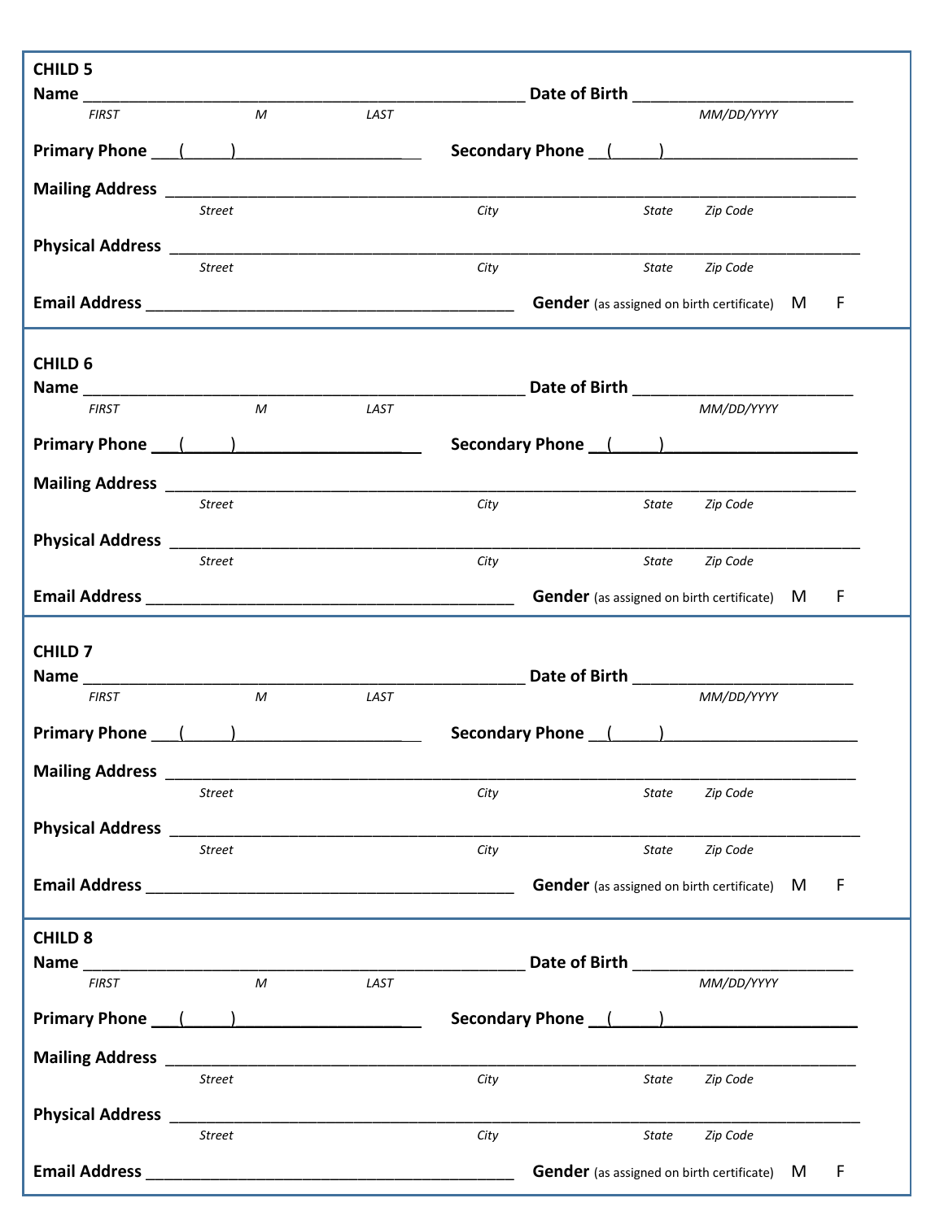**CHILD 5**

**Name** ______________________________________________ **Date of Birth** _______________________

*FIRST* *M* *LAST* *MM/DD/YYYY*

**Primary Phone** ___(_____)____________________ **Secondary Phone** __(_____)_____________________

**Mailing Address** ___________________________________________________________________________

*Street* *City* *State* *Zip Code*

**Physical Address** __________________________________________________________________________

*Street* *City* *State* *Zip Code*

**Email Address** _______________________________________ **Gender** (as assigned on birth certificate) M F

**CHILD 6**

**Name** ______________________________________________ **Date of Birth** _______________________

*FIRST* *M* *LAST* *MM/DD/YYYY*

**Primary Phone** ___(_____)____________________ **Secondary Phone** __(_____)_____________________

**Mailing Address** ___________________________________________________________________________

*Street* *City* *State* *Zip Code*

**Physical Address** __________________________________________________________________________

*Street* *City* *State* *Zip Code*

**Email Address** _______________________________________ **Gender** (as assigned on birth certificate) M F

**CHILD 7**

**Name** ______________________________________________ **Date of Birth** _______________________

*FIRST* *M* *LAST* *MM/DD/YYYY*

**Primary Phone** ___(_____)____________________ **Secondary Phone** __(_____)_____________________

**Mailing Address** ___________________________________________________________________________

*Street* *City* *State* *Zip Code*

**Physical Address** __________________________________________________________________________

*Street* *City* *State* *Zip Code*

**Email Address** _______________________________________ **Gender** (as assigned on birth certificate) M F

**CHILD 8**

**Name** ______________________________________________ **Date of Birth** _______________________

*FIRST* *M* *LAST* *MM/DD/YYYY*

**Primary Phone** ___(_____)____________________ **Secondary Phone** __(_____)_____________________

**Mailing Address** ___________________________________________________________________________

*Street* *City* *State* *Zip Code*

**Physical Address** __________________________________________________________________________

*Street* *City* *State* *Zip Code*

**Email Address** _______________________________________ **Gender** (as assigned on birth certificate) M F